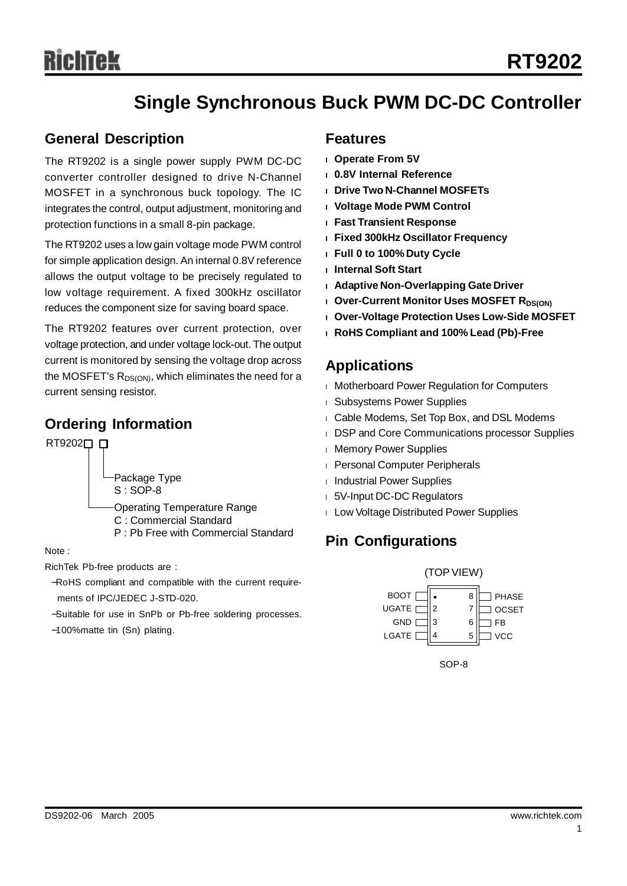# RT9202

## Single Synchronous Buck PWM DC-DC Controller

### General Description

The RT9202 is a single power supply PWM DC-DC converter controller designed to drive N-Channel MOSFET in a synchronous buck topology. The IC integrates the control, output adjustment, monitoring and protection functions in a small 8-pin package.

The RT9202 uses a low gain voltage mode PWM control for simple application design. An internal 0.8V reference allows the output voltage to be precisely regulated to low voltage requirement. A fixed 300kHz oscillator reduces the component size for saving board space.

The RT9202 features over current protection, over voltage protection, and under voltage lock-out. The output current is monitored by sensing the voltage drop across the MOSFET's $R_{DS(ON)}$, which eliminates the need for a current sensing resistor.

### Ordering Information

RT9202□ □

- Package Type
  - S : SOP-8
- Operating Temperature Range
  - C : Commercial Standard
  - P : Pb Free with Commercial Standard

Note :

RichTek Pb-free products are :

- –RoHS compliant and compatible with the current requirements of IPC/JEDEC J-STD-020.
- –Suitable for use in SnPb or Pb-free soldering processes.
- –100%matte tin (Sn) plating.

### Features

- **Operate From 5V**
- **0.8V Internal Reference**
- **Drive Two N-Channel MOSFETs**
- **Voltage Mode PWM Control**
- **Fast Transient Response**
- **Fixed 300kHz Oscillator Frequency**
- **Full 0 to 100% Duty Cycle**
- **Internal Soft Start**
- **Adaptive Non-Overlapping Gate Driver**
- **Over-Current Monitor Uses MOSFET $R_{DS(ON)}$**
- **Over-Voltage Protection Uses Low-Side MOSFET**
- **RoHS Compliant and 100% Lead (Pb)-Free**

### Applications

- Motherboard Power Regulation for Computers
- Subsystems Power Supplies
- Cable Modems, Set Top Box, and DSL Modems
- DSP and Core Communications processor Supplies
- Memory Power Supplies
- Personal Computer Peripherals
- Industrial Power Supplies
- 5V-Input DC-DC Regulators
- Low Voltage Distributed Power Supplies

### Pin Configurations

(TOP VIEW)

| Pin | Name | Pin | Name |
|---|---|---|---|
| 1 | BOOT | 8 | PHASE |
| 2 | UGATE | 7 | OCSET |
| 3 | GND | 6 | FB |
| 4 | LGATE | 5 | VCC |

SOP-8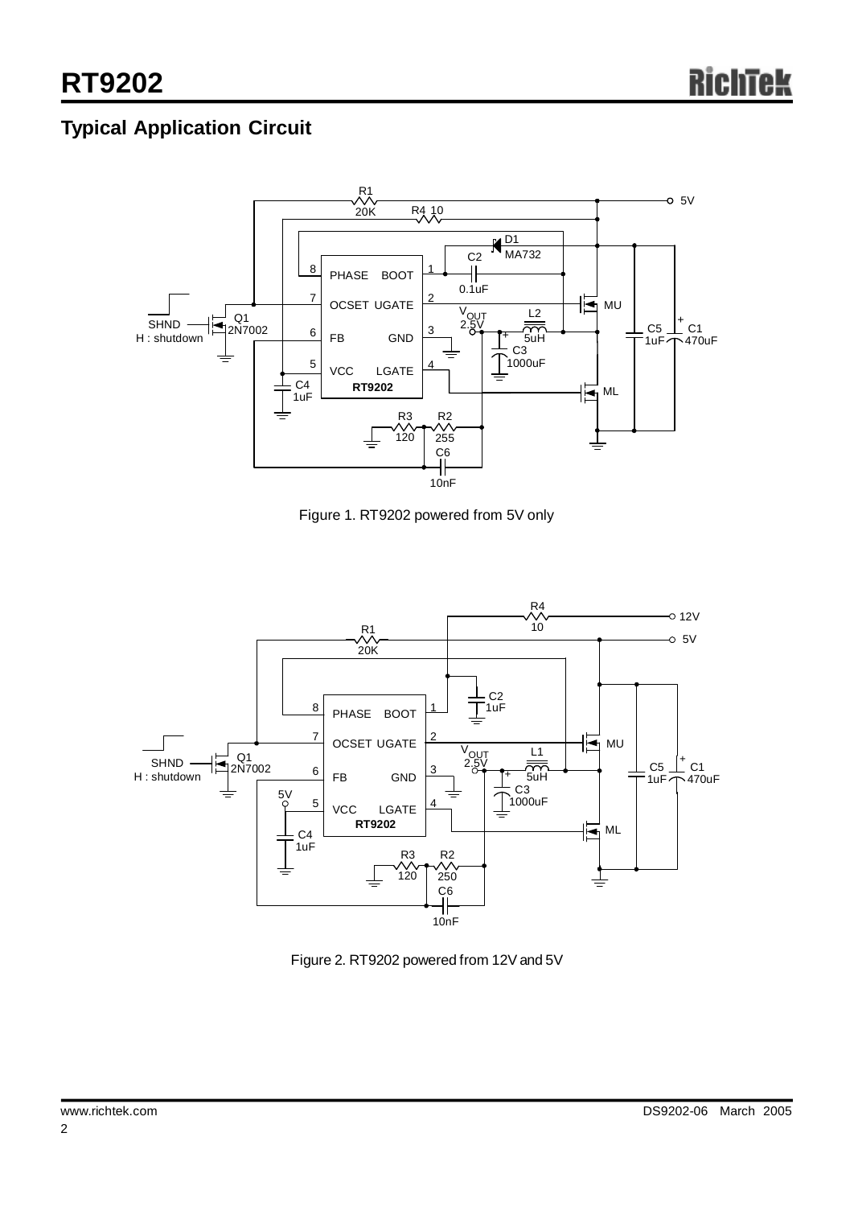## Typical Application Circuit

Figure 1. RT9202 powered from 5V only

Figure 2. RT9202 powered from 12V and 5V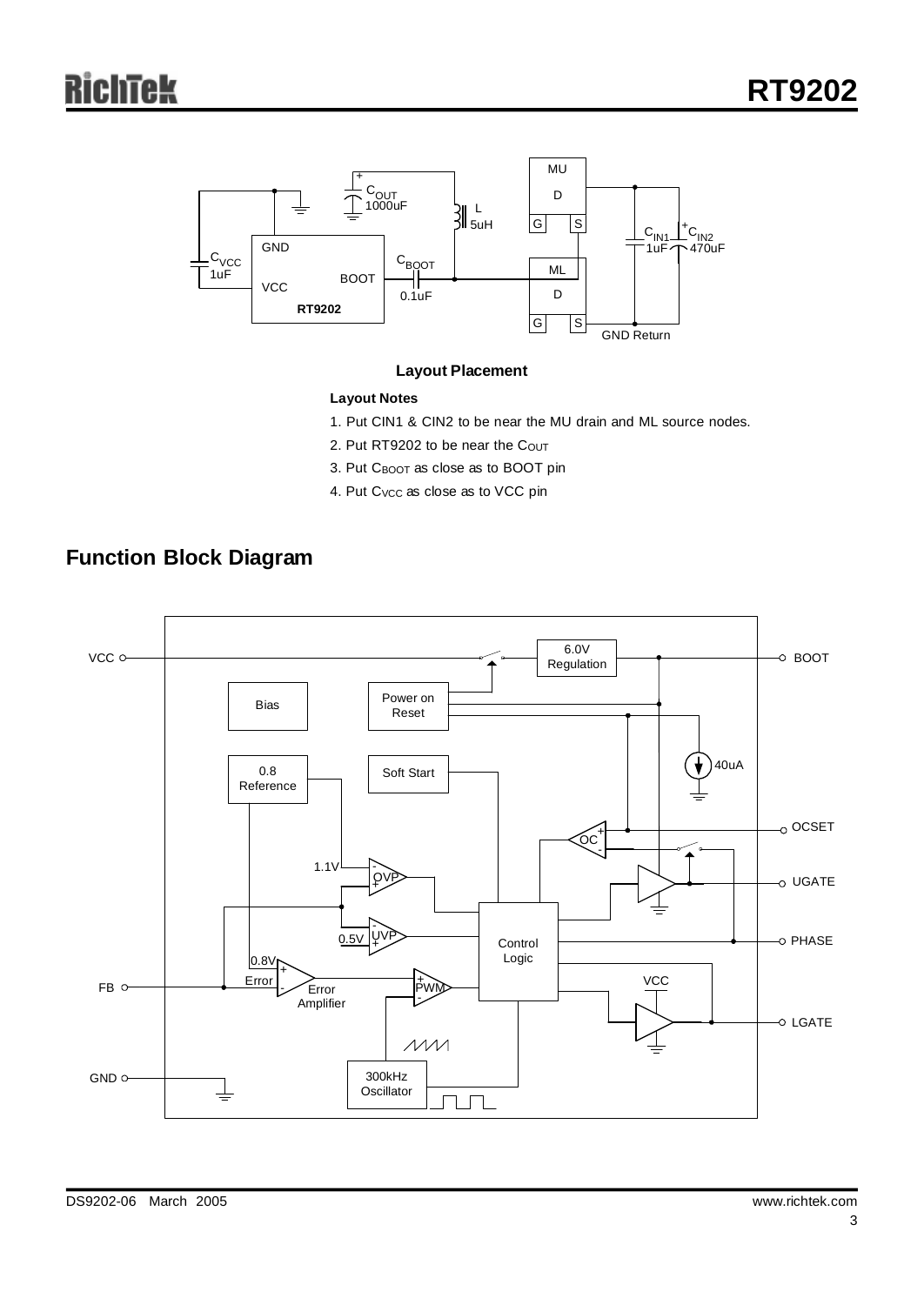**Layout Placement**

**Layout Notes**

1. Put CIN1 & CIN2 to be near the MU drain and ML source nodes.
2. Put RT9202 to be near the $C_{OUT}$
3. Put $C_{BOOT}$ as close as to BOOT pin
4. Put $C_{VCC}$ as close as to VCC pin

## Function Block Diagram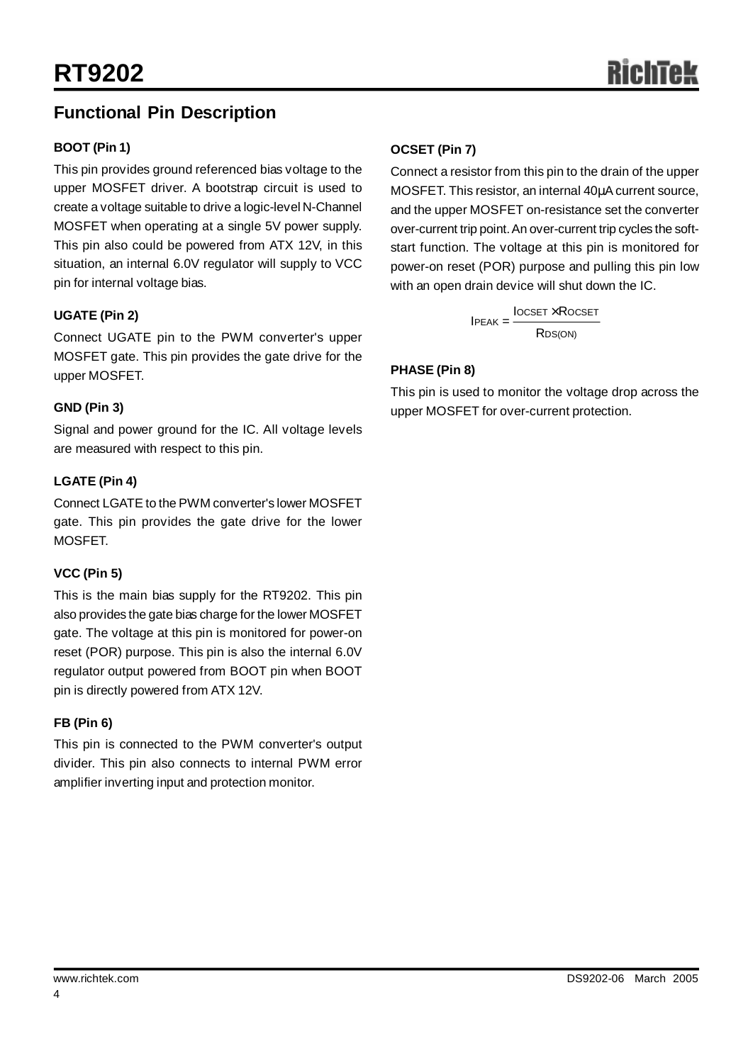## Functional Pin Description

### BOOT (Pin 1)

This pin provides ground referenced bias voltage to the upper MOSFET driver. A bootstrap circuit is used to create a voltage suitable to drive a logic-level N-Channel MOSFET when operating at a single 5V power supply. This pin also could be powered from ATX 12V, in this situation, an internal 6.0V regulator will supply to VCC pin for internal voltage bias.

### UGATE (Pin 2)

Connect UGATE pin to the PWM converter's upper MOSFET gate. This pin provides the gate drive for the upper MOSFET.

### GND (Pin 3)

Signal and power ground for the IC. All voltage levels are measured with respect to this pin.

### LGATE (Pin 4)

Connect LGATE to the PWM converter's lower MOSFET gate. This pin provides the gate drive for the lower MOSFET.

### VCC (Pin 5)

This is the main bias supply for the RT9202. This pin also provides the gate bias charge for the lower MOSFET gate. The voltage at this pin is monitored for power-on reset (POR) purpose. This pin is also the internal 6.0V regulator output powered from BOOT pin when BOOT pin is directly powered from ATX 12V.

### FB (Pin 6)

This pin is connected to the PWM converter's output divider. This pin also connects to internal PWM error amplifier inverting input and protection monitor.

### OCSET (Pin 7)

Connect a resistor from this pin to the drain of the upper MOSFET. This resistor, an internal 40μA current source, and the upper MOSFET on-resistance set the converter over-current trip point. An over-current trip cycles the soft-start function. The voltage at this pin is monitored for power-on reset (POR) purpose and pulling this pin low with an open drain device will shut down the IC.

$$I_{PEAK} = \frac{I_{OCSET} \times R_{OCSET}}{R_{DS(ON)}}$$

### PHASE (Pin 8)

This pin is used to monitor the voltage drop across the upper MOSFET for over-current protection.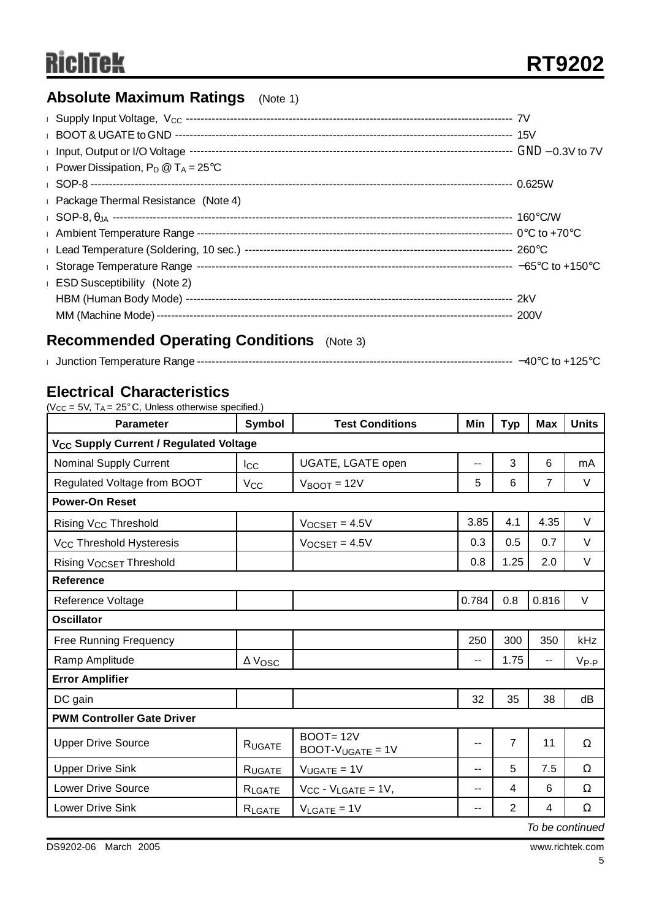## Absolute Maximum Ratings (Note 1)

- Supply Input Voltage, $V_{CC}$ ---------- 7V
- BOOT & UGATE to GND ---------- 15V
- Input, Output or I/O Voltage ---------- GND −0.3V to 7V
- Power Dissipation, $P_D$ @ $T_A$ = 25°C
- SOP-8 ---------- 0.625W
- Package Thermal Resistance (Note 4)
- SOP-8, $\theta_{JA}$ ---------- 160°C/W
- Ambient Temperature Range ---------- 0°C to +70°C
- Lead Temperature (Soldering, 10 sec.) ---------- 260°C
- Storage Temperature Range ---------- −65°C to +150°C
- ESD Susceptibility (Note 2)
  - HBM (Human Body Mode) ---------- 2kV
  - MM (Machine Mode) ---------- 200V

## Recommended Operating Conditions (Note 3)

- Junction Temperature Range ---------- −40°C to +125°C

## Electrical Characteristics

($V_{CC}$ = 5V, $T_A$ = 25°C, Unless otherwise specified.)

| Parameter | Symbol | Test Conditions | Min | Typ | Max | Units |
|---|---|---|---|---|---|---|
| **$V_{CC}$ Supply Current / Regulated Voltage** | | | | | | |
| Nominal Supply Current | $I_{CC}$ | UGATE, LGATE open | -- | 3 | 6 | mA |
| Regulated Voltage from BOOT | $V_{CC}$ | $V_{BOOT}$ = 12V | 5 | 6 | 7 | V |
| **Power-On Reset** | | | | | | |
| Rising $V_{CC}$ Threshold | | $V_{OCSET}$ = 4.5V | 3.85 | 4.1 | 4.35 | V |
| $V_{CC}$ Threshold Hysteresis | | $V_{OCSET}$ = 4.5V | 0.3 | 0.5 | 0.7 | V |
| Rising $V_{OCSET}$ Threshold | | | 0.8 | 1.25 | 2.0 | V |
| **Reference** | | | | | | |
| Reference Voltage | | | 0.784 | 0.8 | 0.816 | V |
| **Oscillator** | | | | | | |
| Free Running Frequency | | | 250 | 300 | 350 | kHz |
| Ramp Amplitude | $\Delta V_{OSC}$ | | -- | 1.75 | -- | $V_{P-P}$ |
| **Error Amplifier** | | | | | | |
| DC gain | | | 32 | 35 | 38 | dB |
| **PWM Controller Gate Driver** | | | | | | |
| Upper Drive Source | $R_{UGATE}$ | BOOT= 12V<br>BOOT-$V_{UGATE}$ = 1V | -- | 7 | 11 | Ω |
| Upper Drive Sink | $R_{UGATE}$ | $V_{UGATE}$ = 1V | -- | 5 | 7.5 | Ω |
| Lower Drive Source | $R_{LGATE}$ | $V_{CC}$ - $V_{LGATE}$ = 1V, | -- | 4 | 6 | Ω |
| Lower Drive Sink | $R_{LGATE}$ | $V_{LGATE}$ = 1V | -- | 2 | 4 | Ω |

*To be continued*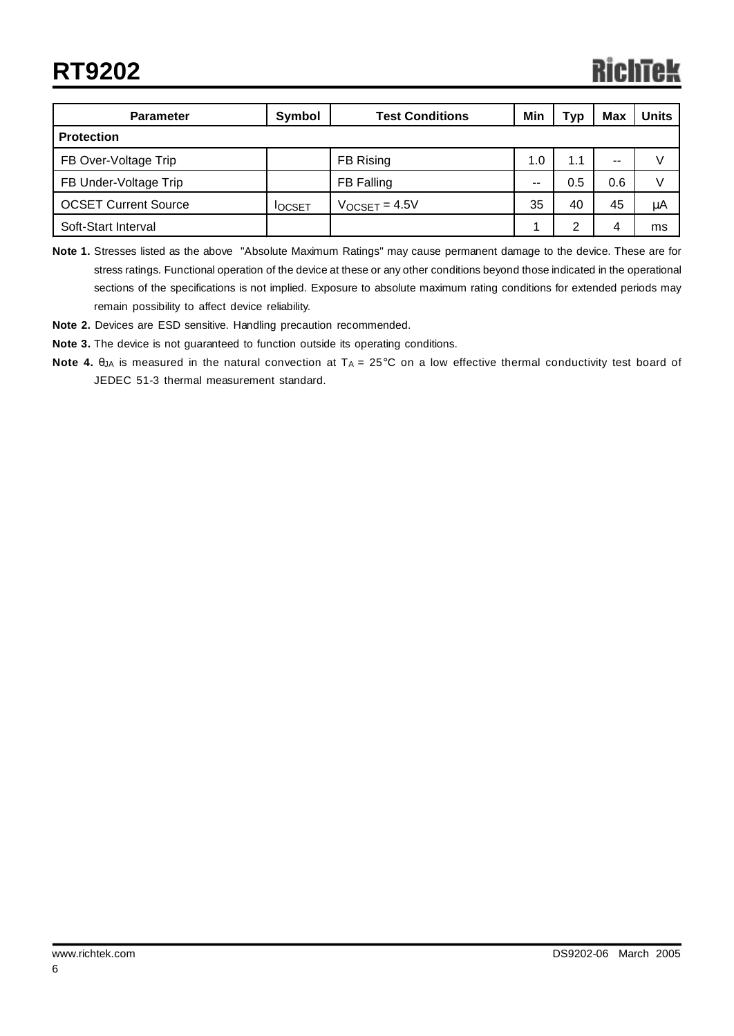| Parameter | Symbol | Test Conditions | Min | Typ | Max | Units |
|---|---|---|---|---|---|---|
| **Protection** | | | | | | |
| FB Over-Voltage Trip | | FB Rising | 1.0 | 1.1 | -- | V |
| FB Under-Voltage Trip | | FB Falling | -- | 0.5 | 0.6 | V |
| OCSET Current Source | $I_{OCSET}$ | $V_{OCSET}$ = 4.5V | 35 | 40 | 45 | μA |
| Soft-Start Interval | | | 1 | 2 | 4 | ms |

**Note 1.** Stresses listed as the above "Absolute Maximum Ratings" may cause permanent damage to the device. These are for stress ratings. Functional operation of the device at these or any other conditions beyond those indicated in the operational sections of the specifications is not implied. Exposure to absolute maximum rating conditions for extended periods may remain possibility to affect device reliability.

**Note 2.** Devices are ESD sensitive. Handling precaution recommended.

**Note 3.** The device is not guaranteed to function outside its operating conditions.

**Note 4.** $\theta_{JA}$ is measured in the natural convection at $T_A$ = 25°C on a low effective thermal conductivity test board of JEDEC 51-3 thermal measurement standard.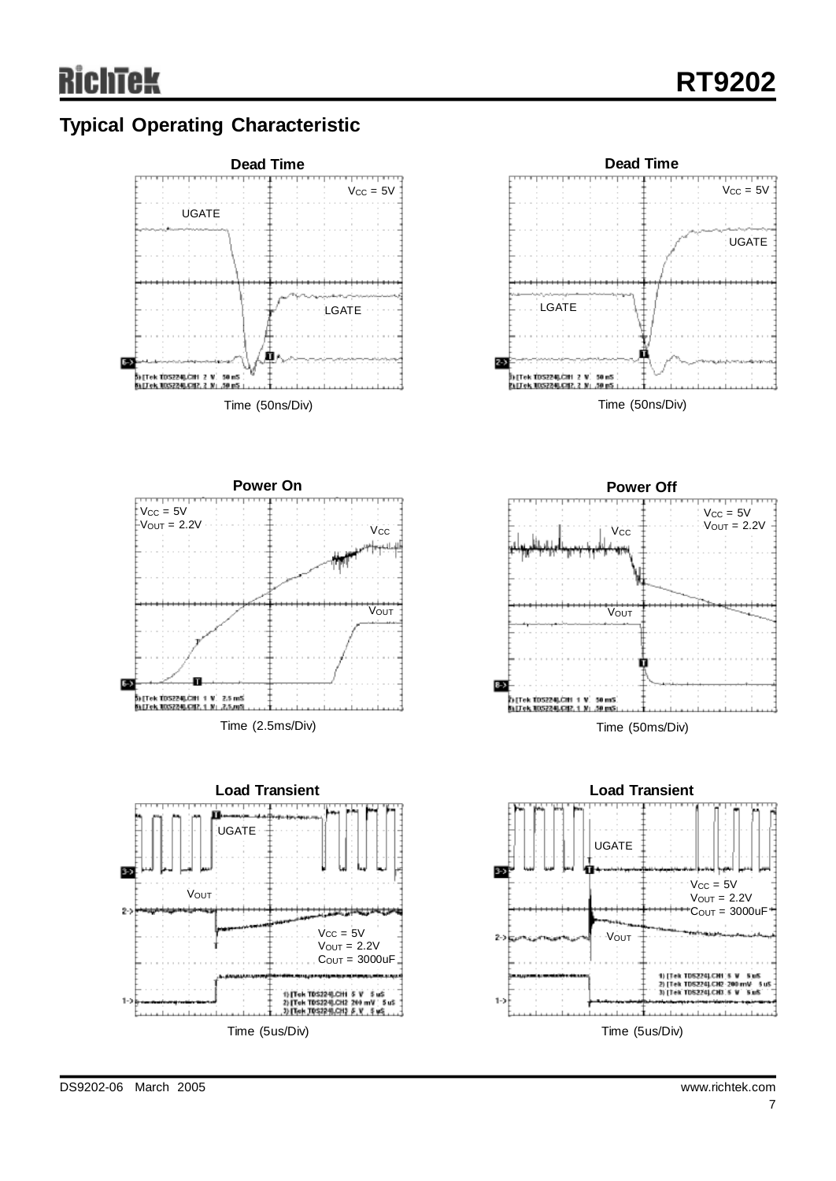## Typical Operating Characteristic

**Dead Time**

$V_{CC}$ = 5V

UGATE

LGATE

Time (50ns/Div)

**Dead Time**

$V_{CC}$ = 5V

UGATE

LGATE

Time (50ns/Div)

**Power On**

$V_{CC}$ = 5V
$V_{OUT}$ = 2.2V

$V_{CC}$

$V_{OUT}$

Time (2.5ms/Div)

**Power Off**

$V_{CC}$ = 5V
$V_{OUT}$ = 2.2V

$V_{CC}$

$V_{OUT}$

Time (50ms/Div)

**Load Transient**

UGATE

$V_{OUT}$

$V_{CC}$ = 5V
$V_{OUT}$ = 2.2V
$C_{OUT}$ = 3000uF

Time (5us/Div)

**Load Transient**

UGATE

$V_{CC}$ = 5V
$V_{OUT}$ = 2.2V
$C_{OUT}$ = 3000uF

$V_{OUT}$

Time (5us/Div)

DS9202-06 March 2005 www.richtek.com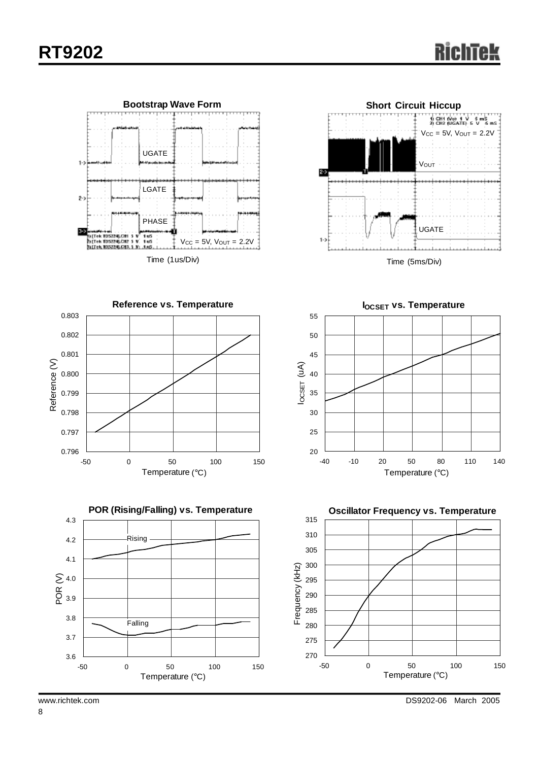**Bootstrap Wave Form**

UGATE

LGATE

PHASE

$V_{CC}$ = 5V, $V_{OUT}$ = 2.2V

Time (1us/Div)

**Short Circuit Hiccup**

$V_{CC}$ = 5V, $V_{OUT}$ = 2.2V

$V_{OUT}$

UGATE

Time (5ms/Div)

**Reference vs. Temperature**

Reference (V)

Temperature (°C)

**$I_{OCSET}$ vs. Temperature**

$I_{OCSET}$ (uA)

Temperature (°C)

**POR (Rising/Falling) vs. Temperature**

Rising

Falling

POR (V)

Temperature (°C)

**Oscillator Frequency vs. Temperature**

Frequency (kHz)

Temperature (°C)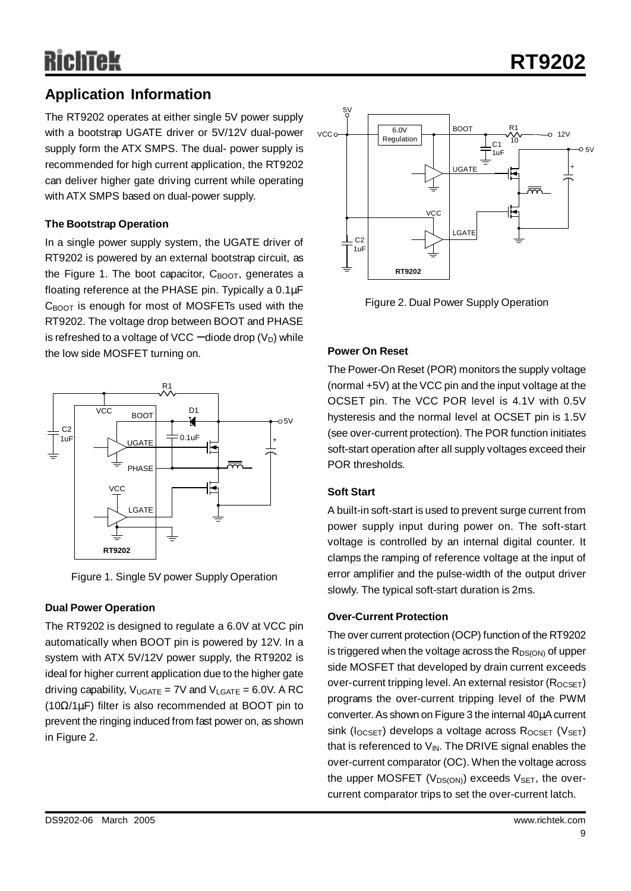## Application Information

The RT9202 operates at either single 5V power supply with a bootstrap UGATE driver or 5V/12V dual-power supply form the ATX SMPS. The dual- power supply is recommended for high current application, the RT9202 can deliver higher gate driving current while operating with ATX SMPS based on dual-power supply.

**The Bootstrap Operation**

In a single power supply system, the UGATE driver of RT9202 is powered by an external bootstrap circuit, as the Figure 1. The boot capacitor, $C_{BOOT}$, generates a floating reference at the PHASE pin. Typically a 0.1μF $C_{BOOT}$ is enough for most of MOSFETs used with the RT9202. The voltage drop between BOOT and PHASE is refreshed to a voltage of VCC − diode drop ($V_D$) while the low side MOSFET turning on.

Figure 1. Single 5V power Supply Operation

**Dual Power Operation**

The RT9202 is designed to regulate a 6.0V at VCC pin automatically when BOOT pin is powered by 12V. In a system with ATX 5V/12V power supply, the RT9202 is ideal for higher current application due to the higher gate driving capability, $V_{UGATE}$ = 7V and $V_{LGATE}$ = 6.0V. A RC (10Ω/1μF) filter is also recommended at BOOT pin to prevent the ringing induced from fast power on, as shown in Figure 2.

Figure 2. Dual Power Supply Operation

**Power On Reset**

The Power-On Reset (POR) monitors the supply voltage (normal +5V) at the VCC pin and the input voltage at the OCSET pin. The VCC POR level is 4.1V with 0.5V hysteresis and the normal level at OCSET pin is 1.5V (see over-current protection). The POR function initiates soft-start operation after all supply voltages exceed their POR thresholds.

**Soft Start**

A built-in soft-start is used to prevent surge current from power supply input during power on. The soft-start voltage is controlled by an internal digital counter. It clamps the ramping of reference voltage at the input of error amplifier and the pulse-width of the output driver slowly. The typical soft-start duration is 2ms.

**Over-Current Protection**

The over current protection (OCP) function of the RT9202 is triggered when the voltage across the $R_{DS(ON)}$ of upper side MOSFET that developed by drain current exceeds over-current tripping level. An external resistor ($R_{OCSET}$) programs the over-current tripping level of the PWM converter. As shown on Figure 3 the internal 40μA current sink ($I_{OCSET}$) develops a voltage across $R_{OCSET}$ ($V_{SET}$) that is referenced to $V_{IN}$. The DRIVE signal enables the over-current comparator (OC). When the voltage across the upper MOSFET ($V_{DS(ON)}$) exceeds $V_{SET}$, the over-current comparator trips to set the over-current latch.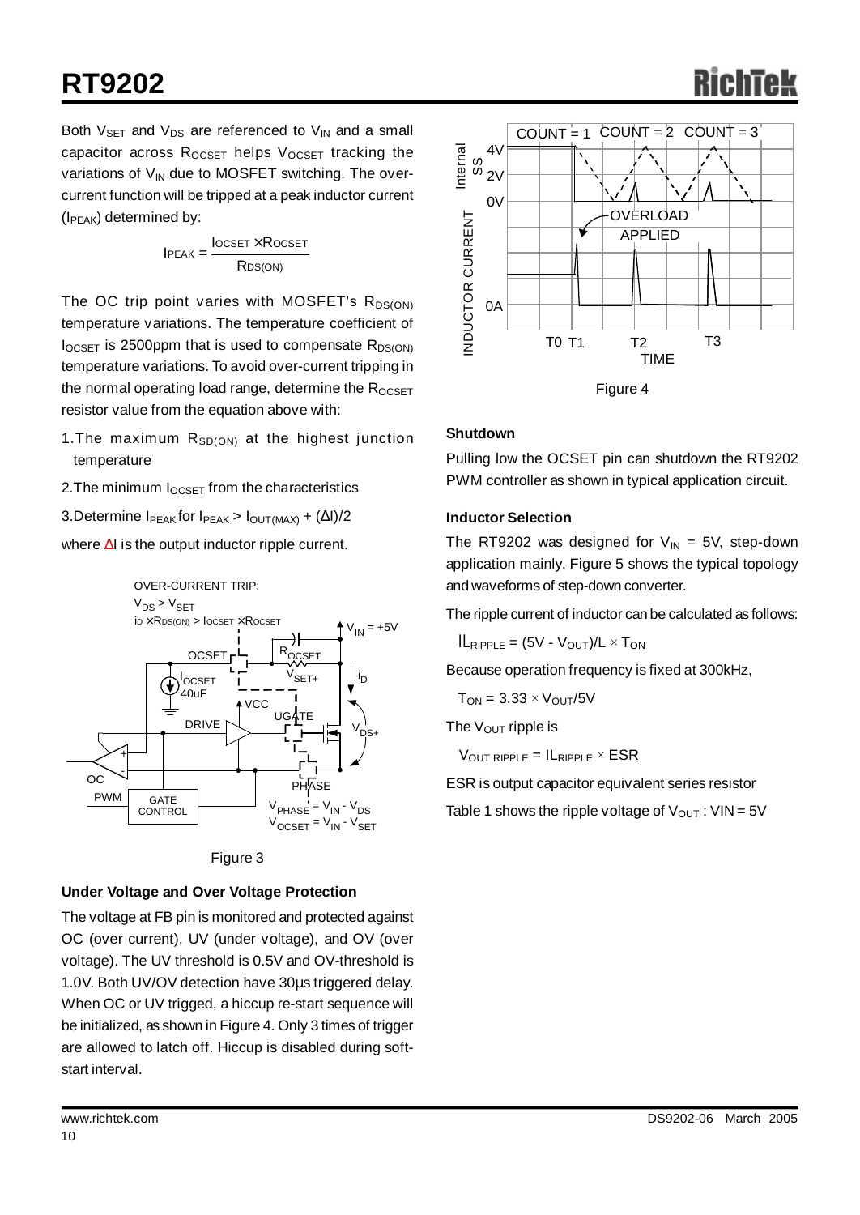Both $V_{SET}$ and $V_{DS}$ are referenced to $V_{IN}$ and a small capacitor across $R_{OCSET}$ helps $V_{OCSET}$ tracking the variations of $V_{IN}$ due to MOSFET switching. The over-current function will be tripped at a peak inductor current ($I_{PEAK}$) determined by:

$$I_{PEAK} = \frac{I_{OCSET} \times R_{OCSET}}{R_{DS(ON)}}$$

The OC trip point varies with MOSFET's $R_{DS(ON)}$ temperature variations. The temperature coefficient of $I_{OCSET}$ is 2500ppm that is used to compensate $R_{DS(ON)}$ temperature variations. To avoid over-current tripping in the normal operating load range, determine the $R_{OCSET}$ resistor value from the equation above with:

1. The maximum $R_{SD(ON)}$ at the highest junction temperature
2. The minimum $I_{OCSET}$ from the characteristics
3. Determine $I_{PEAK}$ for $I_{PEAK} > I_{OUT(MAX)} + (\Delta I)/2$

where $\Delta I$ is the output inductor ripple current.

Figure 3

### Under Voltage and Over Voltage Protection

The voltage at FB pin is monitored and protected against OC (over current), UV (under voltage), and OV (over voltage). The UV threshold is 0.5V and OV-threshold is 1.0V. Both UV/OV detection have 30μs triggered delay. When OC or UV trigged, a hiccup re-start sequence will be initialized, as shown in Figure 4. Only 3 times of trigger are allowed to latch off. Hiccup is disabled during soft-start interval.

Figure 4

### Shutdown

Pulling low the OCSET pin can shutdown the RT9202 PWM controller as shown in typical application circuit.

### Inductor Selection

The RT9202 was designed for $V_{IN}$ = 5V, step-down application mainly. Figure 5 shows the typical topology and waveforms of step-down converter.

The ripple current of inductor can be calculated as follows:

$$IL_{RIPPLE} = (5V - V_{OUT})/L \times T_{ON}$$

Because operation frequency is fixed at 300kHz,

$$T_{ON} = 3.33 \times V_{OUT}/5V$$

The $V_{OUT}$ ripple is

$$V_{OUT\ RIPPLE} = IL_{RIPPLE} \times ESR$$

ESR is output capacitor equivalent series resistor

Table 1 shows the ripple voltage of $V_{OUT}$ : VIN = 5V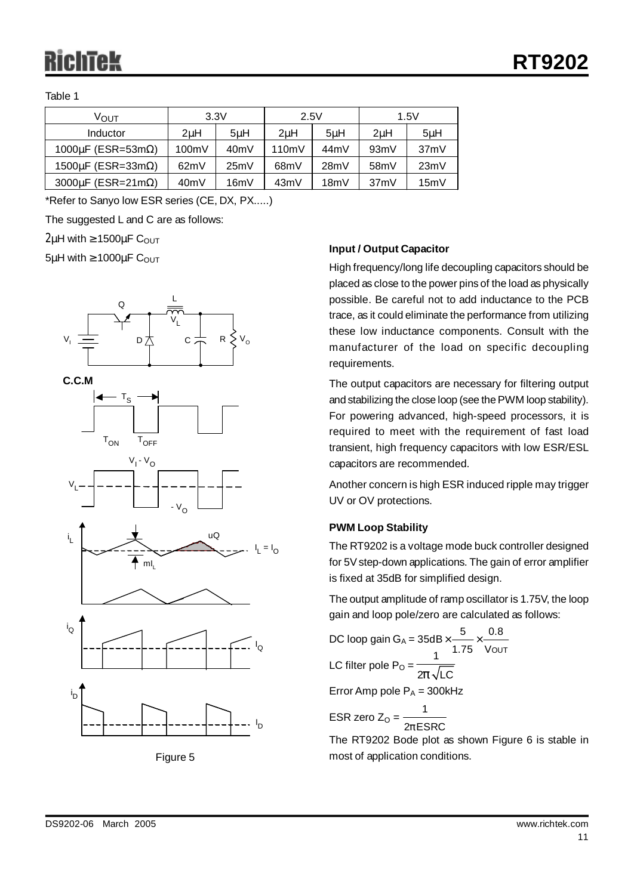Table 1

| $V_{OUT}$ | 3.3V | | 2.5V | | 1.5V | |
|---|---|---|---|---|---|---|
| Inductor | 2μH | 5μH | 2μH | 5μH | 2μH | 5μH |
| 1000μF (ESR=53mΩ) | 100mV | 40mV | 110mV | 44mV | 93mV | 37mV |
| 1500μF (ESR=33mΩ) | 62mV | 25mV | 68mV | 28mV | 58mV | 23mV |
| 3000μF (ESR=21mΩ) | 40mV | 16mV | 43mV | 18mV | 37mV | 15mV |

*Refer to Sanyo low ESR series (CE, DX, PX.....)

The suggested L and C are as follows:

2μH with ≥1500μF $C_{OUT}$

5μH with ≥1000μF $C_{OUT}$

Figure 5

### Input / Output Capacitor

High frequency/long life decoupling capacitors should be placed as close to the power pins of the load as physically possible. Be careful not to add inductance to the PCB trace, as it could eliminate the performance from utilizing these low inductance components. Consult with the manufacturer of the load on specific decoupling requirements.

The output capacitors are necessary for filtering output and stabilizing the close loop (see the PWM loop stability). For powering advanced, high-speed processors, it is required to meet with the requirement of fast load transient, high frequency capacitors with low ESR/ESL capacitors are recommended.

Another concern is high ESR induced ripple may trigger UV or OV protections.

### PWM Loop Stability

The RT9202 is a voltage mode buck controller designed for 5V step-down applications. The gain of error amplifier is fixed at 35dB for simplified design.

The output amplitude of ramp oscillator is 1.75V, the loop gain and loop pole/zero are calculated as follows:

DC loop gain $G_A = 35\text{dB} \times \dfrac{5}{1.75} \times \dfrac{0.8}{V_{OUT}}$

LC filter pole $P_O = \dfrac{1}{2\pi\sqrt{LC}}$

Error Amp pole $P_A$ = 300kHz

ESR zero $Z_O = \dfrac{1}{2\pi ESRC}$

The RT9202 Bode plot as shown Figure 6 is stable in most of application conditions.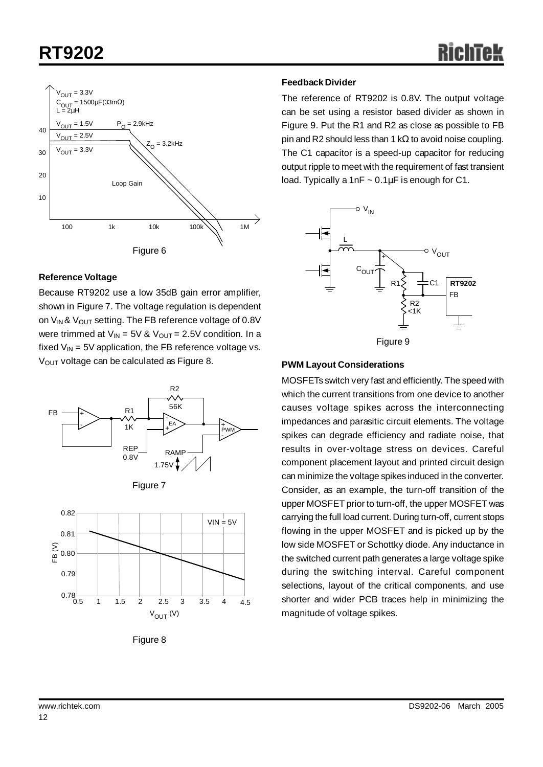Figure 6

### Reference Voltage

Because RT9202 use a low 35dB gain error amplifier, shown in Figure 7. The voltage regulation is dependent on $V_{IN}$ & $V_{OUT}$ setting. The FB reference voltage of 0.8V were trimmed at $V_{IN}$ = 5V & $V_{OUT}$ = 2.5V condition. In a fixed $V_{IN}$ = 5V application, the FB reference voltage vs. $V_{OUT}$ voltage can be calculated as Figure 8.

Figure 7

Figure 8

### Feedback Divider

The reference of RT9202 is 0.8V. The output voltage can be set using a resistor based divider as shown in Figure 9. Put the R1 and R2 as close as possible to FB pin and R2 should less than 1 kΩ to avoid noise coupling. The C1 capacitor is a speed-up capacitor for reducing output ripple to meet with the requirement of fast transient load. Typically a 1nF ~ 0.1μF is enough for C1.

Figure 9

### PWM Layout Considerations

MOSFETs switch very fast and efficiently. The speed with which the current transitions from one device to another causes voltage spikes across the interconnecting impedances and parasitic circuit elements. The voltage spikes can degrade efficiency and radiate noise, that results in over-voltage stress on devices. Careful component placement layout and printed circuit design can minimize the voltage spikes induced in the converter. Consider, as an example, the turn-off transition of the upper MOSFET prior to turn-off, the upper MOSFET was carrying the full load current. During turn-off, current stops flowing in the upper MOSFET and is picked up by the low side MOSFET or Schottky diode. Any inductance in the switched current path generates a large voltage spike during the switching interval. Careful component selections, layout of the critical components, and use shorter and wider PCB traces help in minimizing the magnitude of voltage spikes.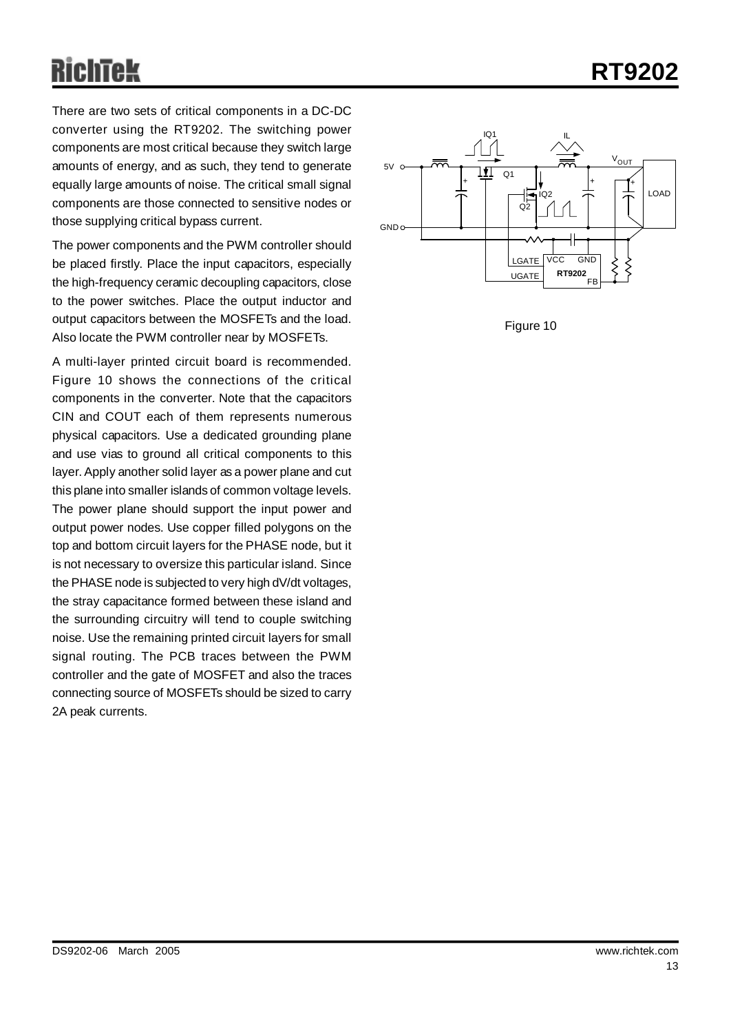There are two sets of critical components in a DC-DC converter using the RT9202. The switching power components are most critical because they switch large amounts of energy, and as such, they tend to generate equally large amounts of noise. The critical small signal components are those connected to sensitive nodes or those supplying critical bypass current.

The power components and the PWM controller should be placed firstly. Place the input capacitors, especially the high-frequency ceramic decoupling capacitors, close to the power switches. Place the output inductor and output capacitors between the MOSFETs and the load. Also locate the PWM controller near by MOSFETs.

A multi-layer printed circuit board is recommended. Figure 10 shows the connections of the critical components in the converter. Note that the capacitors CIN and COUT each of them represents numerous physical capacitors. Use a dedicated grounding plane and use vias to ground all critical components to this layer. Apply another solid layer as a power plane and cut this plane into smaller islands of common voltage levels. The power plane should support the input power and output power nodes. Use copper filled polygons on the top and bottom circuit layers for the PHASE node, but it is not necessary to oversize this particular island. Since the PHASE node is subjected to very high dV/dt voltages, the stray capacitance formed between these island and the surrounding circuitry will tend to couple switching noise. Use the remaining printed circuit layers for small signal routing. The PCB traces between the PWM controller and the gate of MOSFET and also the traces connecting source of MOSFETs should be sized to carry 2A peak currents.

Figure 10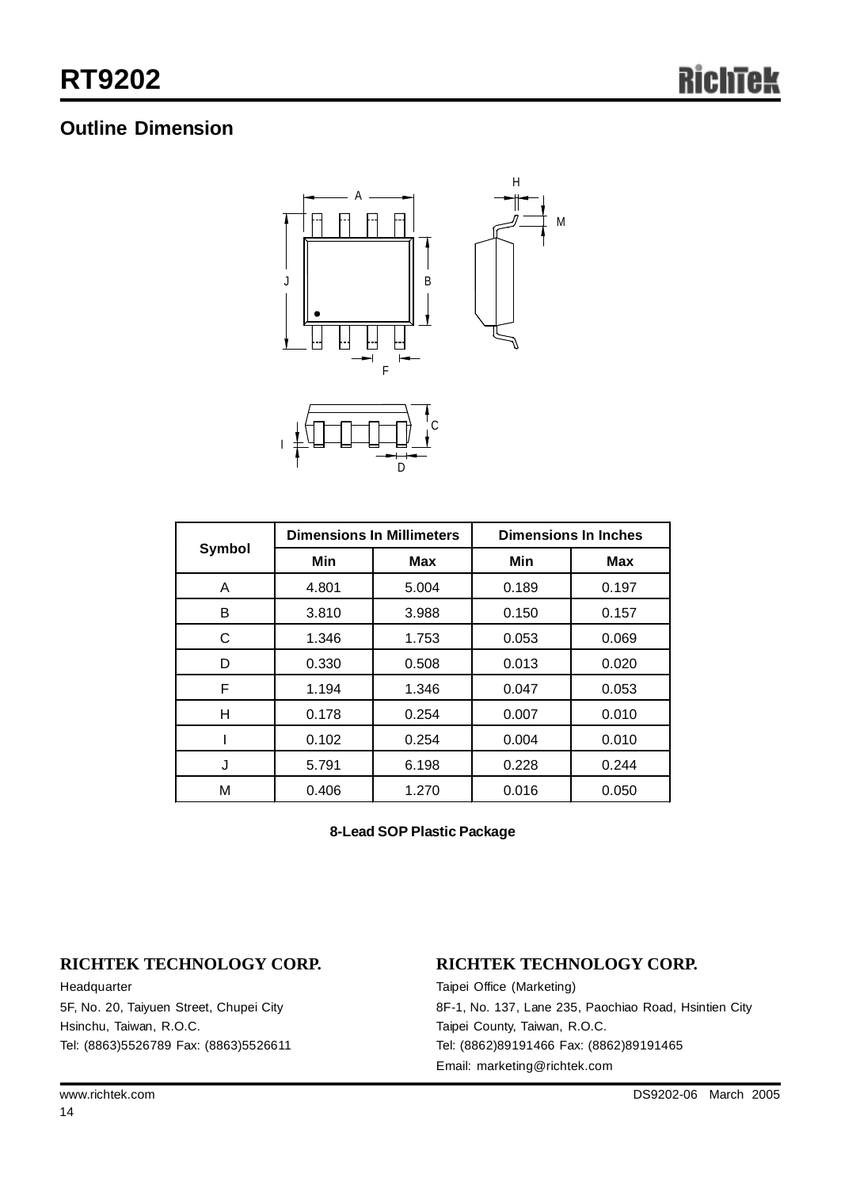## Outline Dimension

A
H
M
J
B
F
C
I
D

| Symbol | Dimensions In Millimeters | | Dimensions In Inches | |
|---|---|---|---|---|
| | Min | Max | Min | Max |
| A | 4.801 | 5.004 | 0.189 | 0.197 |
| B | 3.810 | 3.988 | 0.150 | 0.157 |
| C | 1.346 | 1.753 | 0.053 | 0.069 |
| D | 0.330 | 0.508 | 0.013 | 0.020 |
| F | 1.194 | 1.346 | 0.047 | 0.053 |
| H | 0.178 | 0.254 | 0.007 | 0.010 |
| I | 0.102 | 0.254 | 0.004 | 0.010 |
| J | 5.791 | 6.198 | 0.228 | 0.244 |
| M | 0.406 | 1.270 | 0.016 | 0.050 |

**8-Lead SOP Plastic Package**

**RICHTEK TECHNOLOGY CORP.**

Headquarter
5F, No. 20, Taiyuen Street, Chupei City
Hsinchu, Taiwan, R.O.C.
Tel: (8863)5526789 Fax: (8863)5526611

**RICHTEK TECHNOLOGY CORP.**

Taipei Office (Marketing)
8F-1, No. 137, Lane 235, Paochiao Road, Hsintien City
Taipei County, Taiwan, R.O.C.
Tel: (8862)89191466 Fax: (8862)89191465
Email: marketing@richtek.com